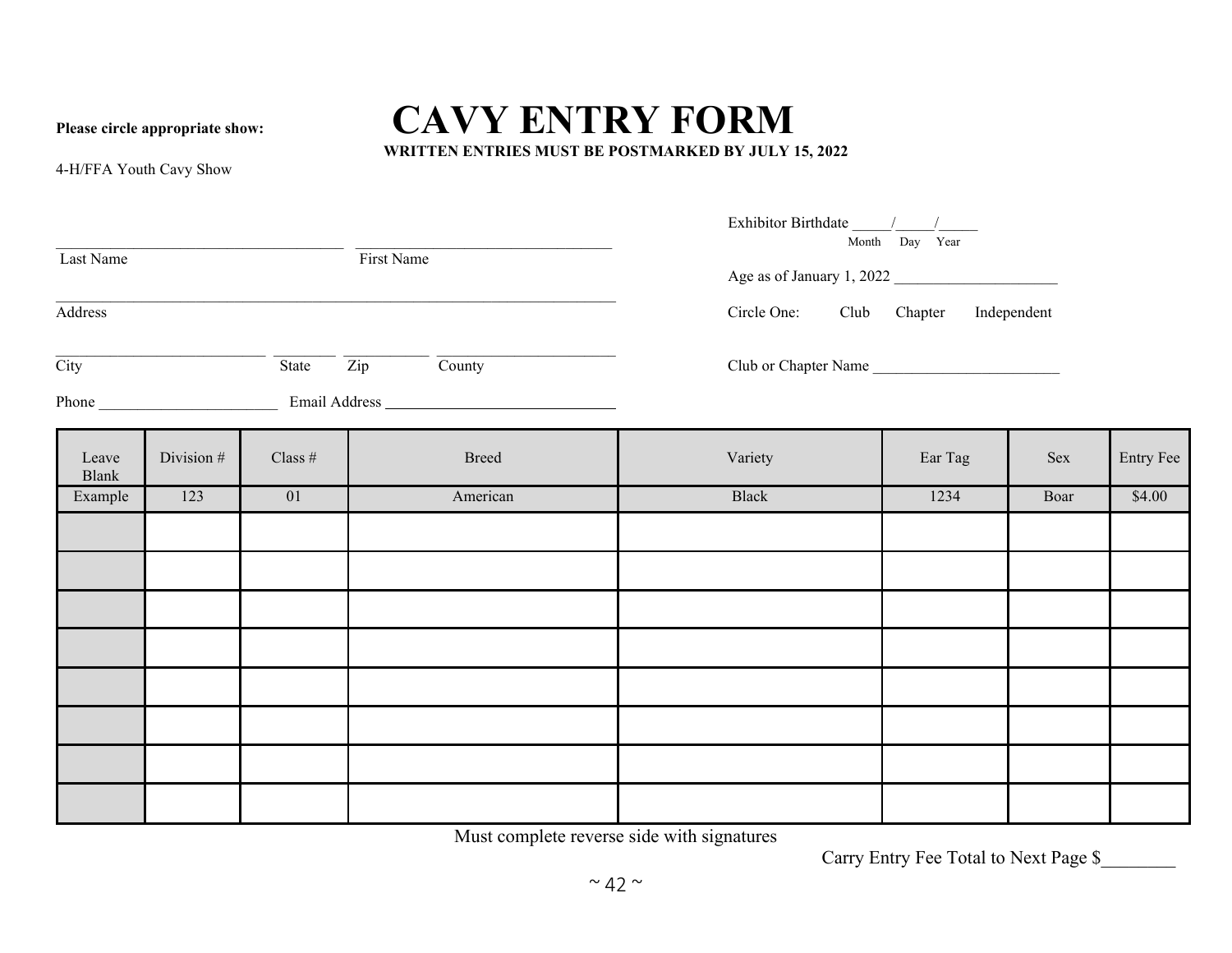**Please circle appropriate show:**

4-H/FFA Youth Cavy Show

# CAVY ENTRY FORM

**WRITTEN ENTRIES MUST BE POSTMARKED BY JULY 15, 2022**

___________________________________ ________________________________
Last Name First Name

______________________________________________________________________
Address

___________________________ ________ ___________ ______________________
City State Zip County

Phone ______________________ Email Address ______________________________

Exhibitor Birthdate _____/_____/_____
Month Day Year

Age as of January 1, 2022 ____________________

Circle One: Club Chapter Independent

Club or Chapter Name ________________________

| Leave Blank | Division # | Class # | Breed | Variety | Ear Tag | Sex | Entry Fee |
|---|---|---|---|---|---|---|---|
| Example | 123 | 01 | American | Black | 1234 | Boar | $4.00 |
| | | | | | | | |
| | | | | | | | |
| | | | | | | | |
| | | | | | | | |
| | | | | | | | |
| | | | | | | | |
| | | | | | | | |
| | | | | | | | |

Must complete reverse side with signatures

Carry Entry Fee Total to Next Page $________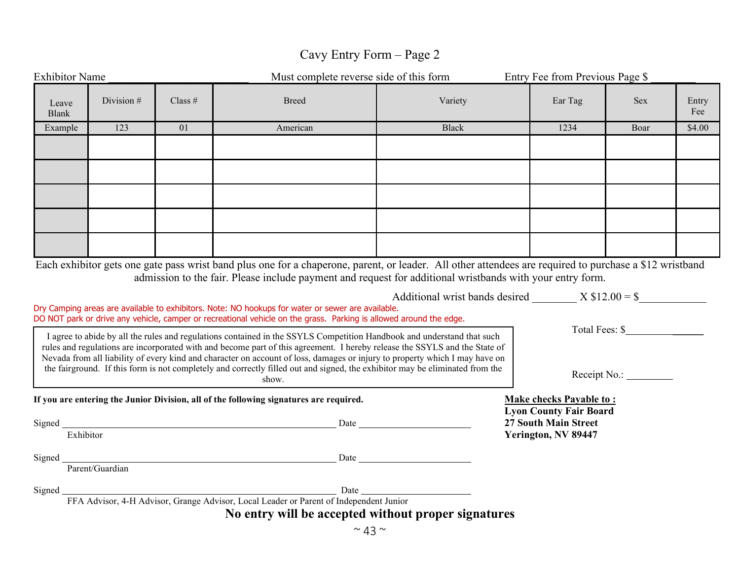# Cavy Entry Form – Page 2

Exhibitor Name ________________________ Must complete reverse side of this form Entry Fee from Previous Page $ ________

| Leave Blank | Division # | Class # | Breed | Variety | Ear Tag | Sex | Entry Fee |
|---|---|---|---|---|---|---|---|
| Example | 123 | 01 | American | Black | 1234 | Boar | $4.00 |
| | | | | | | | |
| | | | | | | | |
| | | | | | | | |
| | | | | | | | |
| | | | | | | | |

Each exhibitor gets one gate pass wrist band plus one for a chaperone, parent, or leader. All other attendees are required to purchase a $12 wristband admission to the fair. Please include payment and request for additional wristbands with your entry form.

Additional wrist bands desired ________ X $12.00 = $____________

Dry Camping areas are available to exhibitors. Note: NO hookups for water or sewer are available.
DO NOT park or drive any vehicle, camper or recreational vehicle on the grass. Parking is allowed around the edge.

I agree to abide by all the rules and regulations contained in the SSYLS Competition Handbook and understand that such rules and regulations are incorporated with and become part of this agreement. I hereby release the SSYLS and the State of Nevada from all liability of every kind and character on account of loss, damages or injury to property which I may have on the fairground. If this form is not completely and correctly filled out and signed, the exhibitor may be eliminated from the show.

Total Fees: $______________

Receipt No.: _________

**If you are entering the Junior Division, all of the following signatures are required.**

Signed ____________________________________________ Date ____________________
Exhibitor

Signed ____________________________________________ Date ____________________
Parent/Guardian

Signed ____________________________________________ Date ____________________
FFA Advisor, 4-H Advisor, Grange Advisor, Local Leader or Parent of Independent Junior

**Make checks Payable to :**
**Lyon County Fair Board**
**27 South Main Street**
**Yerington, NV 89447**

**No entry will be accepted without proper signatures**